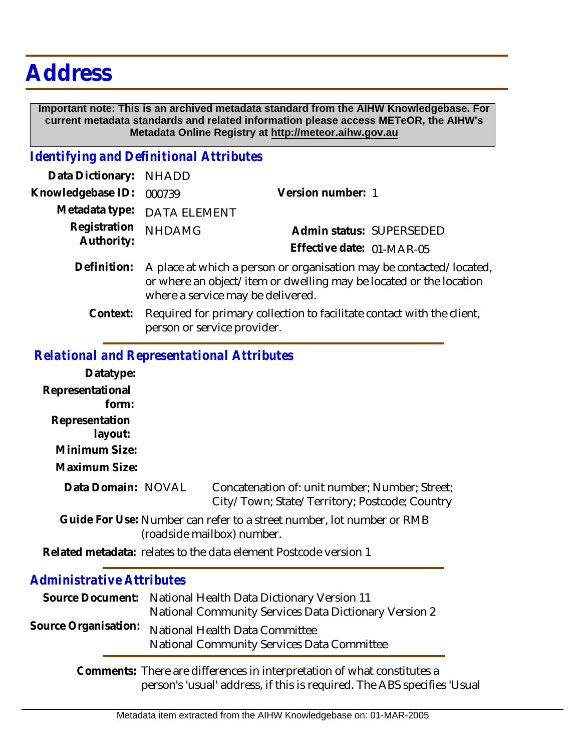# Address

**Important note: This is an archived metadata standard from the AIHW Knowledgebase. For current metadata standards and related information please access METeOR, the AIHW's Metadata Online Registry at http://meteor.aihw.gov.au**

## *Identifying and Definitional Attributes*

**Data Dictionary:** NHADD

**Knowledgebase ID:** 000739

**Version number:** 1

**Metadata type:** DATA ELEMENT

**Registration Authority:** NHDAMG

**Admin status:** SUPERSEDED

**Effective date:** 01-MAR-05

**Definition:** A place at which a person or organisation may be contacted/located, or where an object/item or dwelling may be located or the location where a service may be delivered.

**Context:** Required for primary collection to facilitate contact with the client, person or service provider.

## *Relational and Representational Attributes*

**Datatype:**

**Representational form:**

**Representation layout:**

**Minimum Size:**

**Maximum Size:**

**Data Domain:** NOVAL Concatenation of: unit number; Number; Street; City/Town; State/Territory; Postcode; Country

**Guide For Use:** Number can refer to a street number, lot number or RMB (roadside mailbox) number.

**Related metadata:** relates to the data element Postcode version 1

## *Administrative Attributes*

**Source Document:** National Health Data Dictionary Version 11
National Community Services Data Dictionary Version 2

**Source Organisation:** National Health Data Committee
National Community Services Data Committee

**Comments:** There are differences in interpretation of what constitutes a person's 'usual' address, if this is required. The ABS specifies 'Usual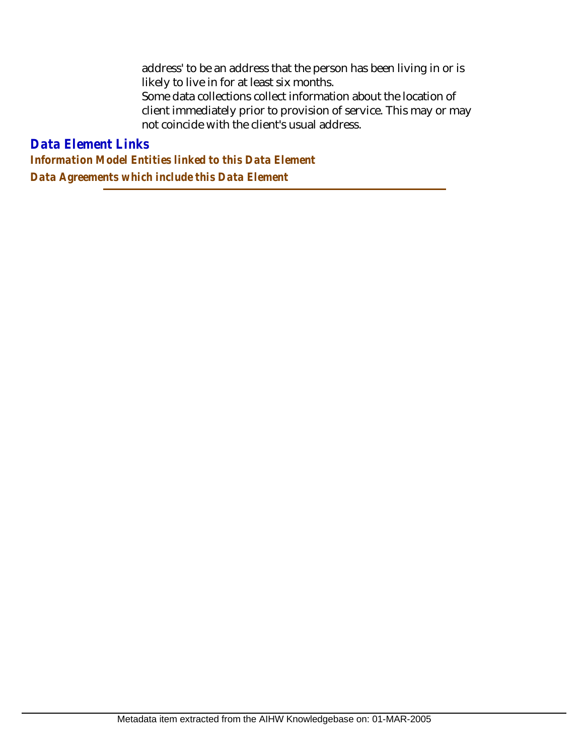address' to be an address that the person has been living in or is likely to live in for at least six months.

Some data collections collect information about the location of client immediately prior to provision of service. This may or may not coincide with the client's usual address.

## Data Element Links

### *Information Model Entities linked to this Data Element*

### *Data Agreements which include this Data Element*

Metadata item extracted from the AIHW Knowledgebase on: 01-MAR-2005